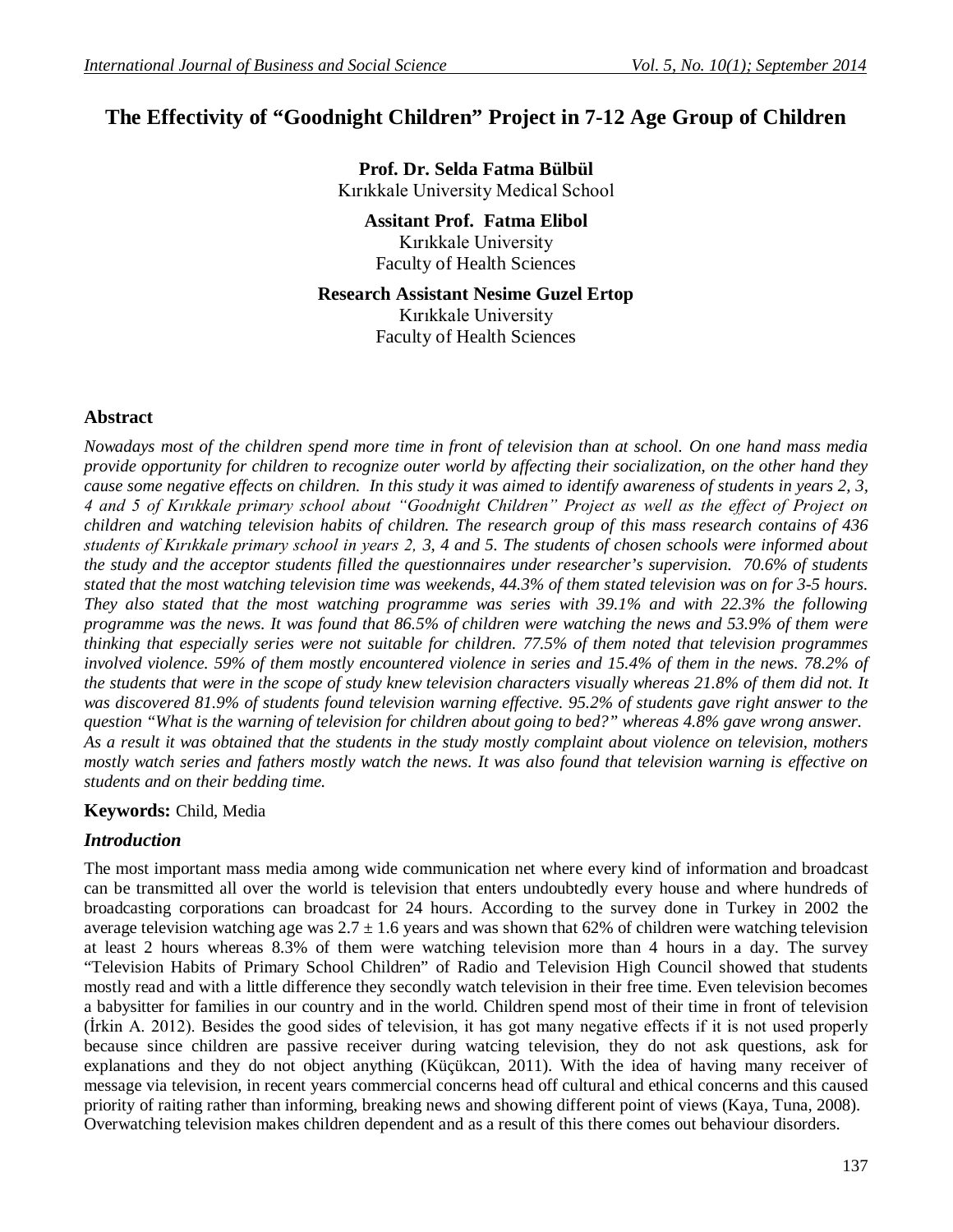# The Effectivity of "Goodnight Children" Project in 7-12 Age Group of Children

**Prof. Dr. Selda Fatma Bülbül**
Kırıkkale University Medical School

**Assitant Prof. Fatma Elibol**
Kırıkkale University
Faculty of Health Sciences

**Research Assistant Nesime Guzel Ertop**
Kırıkkale University
Faculty of Health Sciences

## Abstract

*Nowadays most of the children spend more time in front of television than at school. On one hand mass media provide opportunity for children to recognize outer world by affecting their socialization, on the other hand they cause some negative effects on children. In this study it was aimed to identify awareness of students in years 2, 3, 4 and 5 of Kırıkkale primary school about "Goodnight Children" Project as well as the effect of Project on children and watching television habits of children. The research group of this mass research contains of 436 students of Kırıkkale primary school in years 2, 3, 4 and 5. The students of chosen schools were informed about the study and the acceptor students filled the questionnaires under researcher's supervision. 70.6% of students stated that the most watching television time was weekends, 44.3% of them stated television was on for 3-5 hours. They also stated that the most watching programme was series with 39.1% and with 22.3% the following programme was the news. It was found that 86.5% of children were watching the news and 53.9% of them were thinking that especially series were not suitable for children. 77.5% of them noted that television programmes involved violence. 59% of them mostly encountered violence in series and 15.4% of them in the news. 78.2% of the students that were in the scope of study knew television characters visually whereas 21.8% of them did not. It was discovered 81.9% of students found television warning effective. 95.2% of students gave right answer to the question "What is the warning of television for children about going to bed?" whereas 4.8% gave wrong answer. As a result it was obtained that the students in the study mostly complaint about violence on television, mothers mostly watch series and fathers mostly watch the news. It was also found that television warning is effective on students and on their bedding time.*

**Keywords:** Child, Media

## *Introduction*

The most important mass media among wide communication net where every kind of information and broadcast can be transmitted all over the world is television that enters undoubtedly every house and where hundreds of broadcasting corporations can broadcast for 24 hours. According to the survey done in Turkey in 2002 the average television watching age was $2.7 \pm 1.6$ years and was shown that 62% of children were watching television at least 2 hours whereas 8.3% of them were watching television more than 4 hours in a day. The survey "Television Habits of Primary School Children" of Radio and Television High Council showed that students mostly read and with a little difference they secondly watch television in their free time. Even television becomes a babysitter for families in our country and in the world. Children spend most of their time in front of television (İrkin A. 2012). Besides the good sides of television, it has got many negative effects if it is not used properly because since children are passive receiver during watcing television, they do not ask questions, ask for explanations and they do not object anything (Küçükcan, 2011). With the idea of having many receiver of message via television, in recent years commercial concerns head off cultural and ethical concerns and this caused priority of raiting rather than informing, breaking news and showing different point of views (Kaya, Tuna, 2008). Overwatching television makes children dependent and as a result of this there comes out behaviour disorders.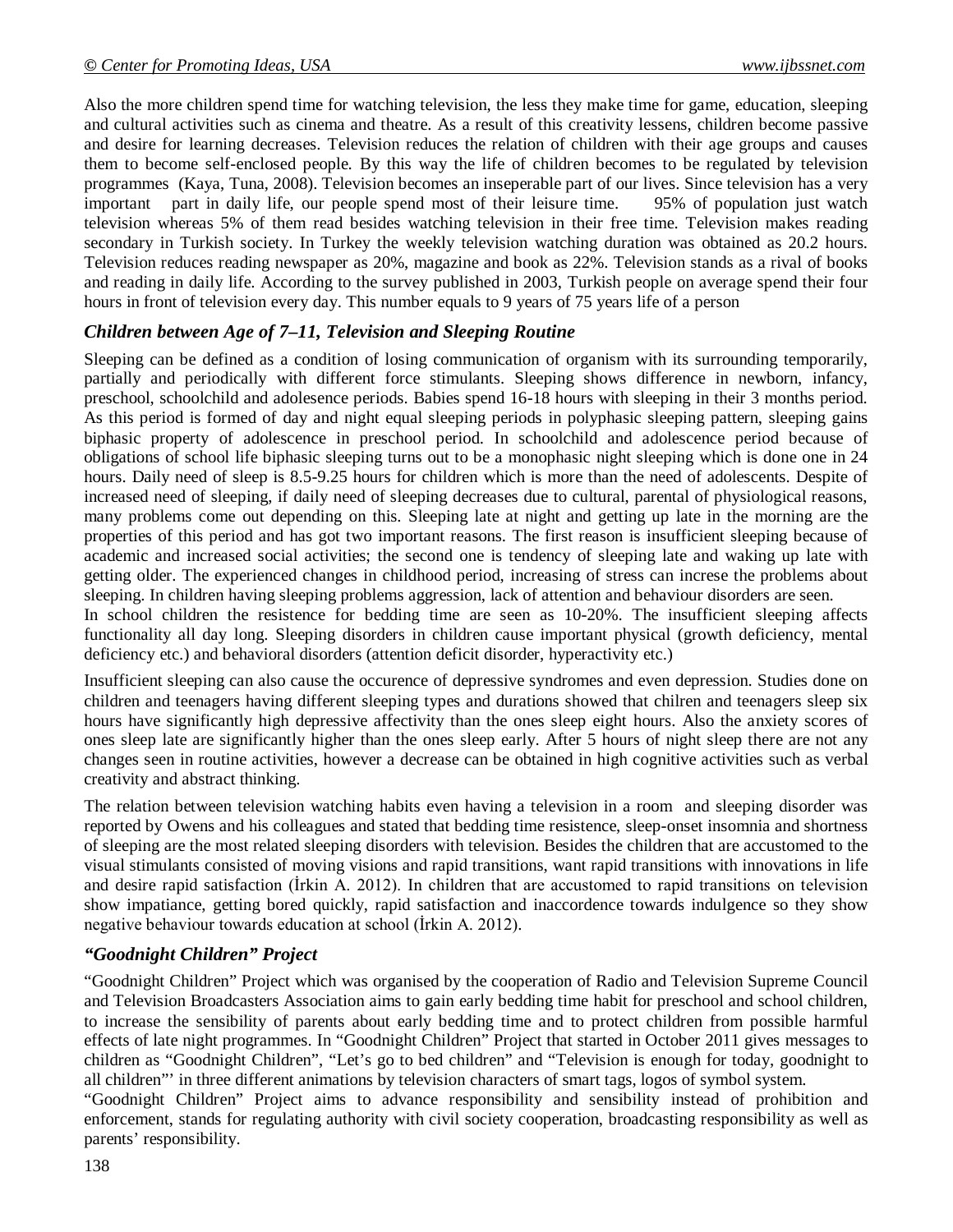Also the more children spend time for watching television, the less they make time for game, education, sleeping and cultural activities such as cinema and theatre. As a result of this creativity lessens, children become passive and desire for learning decreases. Television reduces the relation of children with their age groups and causes them to become self-enclosed people. By this way the life of children becomes to be regulated by television programmes (Kaya, Tuna, 2008). Television becomes an inseperable part of our lives. Since television has a very important part in daily life, our people spend most of their leisure time. 95% of population just watch television whereas 5% of them read besides watching television in their free time. Television makes reading secondary in Turkish society. In Turkey the weekly television watching duration was obtained as 20.2 hours. Television reduces reading newspaper as 20%, magazine and book as 22%. Television stands as a rival of books and reading in daily life. According to the survey published in 2003, Turkish people on average spend their four hours in front of television every day. This number equals to 9 years of 75 years life of a person

## *Children between Age of 7–11, Television and Sleeping Routine*

Sleeping can be defined as a condition of losing communication of organism with its surrounding temporarily, partially and periodically with different force stimulants. Sleeping shows difference in newborn, infancy, preschool, schoolchild and adolesence periods. Babies spend 16-18 hours with sleeping in their 3 months period. As this period is formed of day and night equal sleeping periods in polyphasic sleeping pattern, sleeping gains biphasic property of adolescence in preschool period. In schoolchild and adolescence period because of obligations of school life biphasic sleeping turns out to be a monophasic night sleeping which is done one in 24 hours. Daily need of sleep is 8.5-9.25 hours for children which is more than the need of adolescents. Despite of increased need of sleeping, if daily need of sleeping decreases due to cultural, parental of physiological reasons, many problems come out depending on this. Sleeping late at night and getting up late in the morning are the properties of this period and has got two important reasons. The first reason is insufficient sleeping because of academic and increased social activities; the second one is tendency of sleeping late and waking up late with getting older. The experienced changes in childhood period, increasing of stress can increse the problems about sleeping. In children having sleeping problems aggression, lack of attention and behaviour disorders are seen.

In school children the resistence for bedding time are seen as 10-20%. The insufficient sleeping affects functionality all day long. Sleeping disorders in children cause important physical (growth deficiency, mental deficiency etc.) and behavioral disorders (attention deficit disorder, hyperactivity etc.)

Insufficient sleeping can also cause the occurence of depressive syndromes and even depression. Studies done on children and teenagers having different sleeping types and durations showed that chilren and teenagers sleep six hours have significantly high depressive affectivity than the ones sleep eight hours. Also the anxiety scores of ones sleep late are significantly higher than the ones sleep early. After 5 hours of night sleep there are not any changes seen in routine activities, however a decrease can be obtained in high cognitive activities such as verbal creativity and abstract thinking.

The relation between television watching habits even having a television in a room and sleeping disorder was reported by Owens and his colleagues and stated that bedding time resistence, sleep-onset insomnia and shortness of sleeping are the most related sleeping disorders with television. Besides the children that are accustomed to the visual stimulants consisted of moving visions and rapid transitions, want rapid transitions with innovations in life and desire rapid satisfaction (İrkin A. 2012). In children that are accustomed to rapid transitions on television show impatiance, getting bored quickly, rapid satisfaction and inaccordence towards indulgence so they show negative behaviour towards education at school (İrkin A. 2012).

## *"Goodnight Children" Project*

"Goodnight Children" Project which was organised by the cooperation of Radio and Television Supreme Council and Television Broadcasters Association aims to gain early bedding time habit for preschool and school children, to increase the sensibility of parents about early bedding time and to protect children from possible harmful effects of late night programmes. In "Goodnight Children" Project that started in October 2011 gives messages to children as "Goodnight Children", "Let's go to bed children" and "Television is enough for today, goodnight to all children"' in three different animations by television characters of smart tags, logos of symbol system.

"Goodnight Children" Project aims to advance responsibility and sensibility instead of prohibition and enforcement, stands for regulating authority with civil society cooperation, broadcasting responsibility as well as parents' responsibility.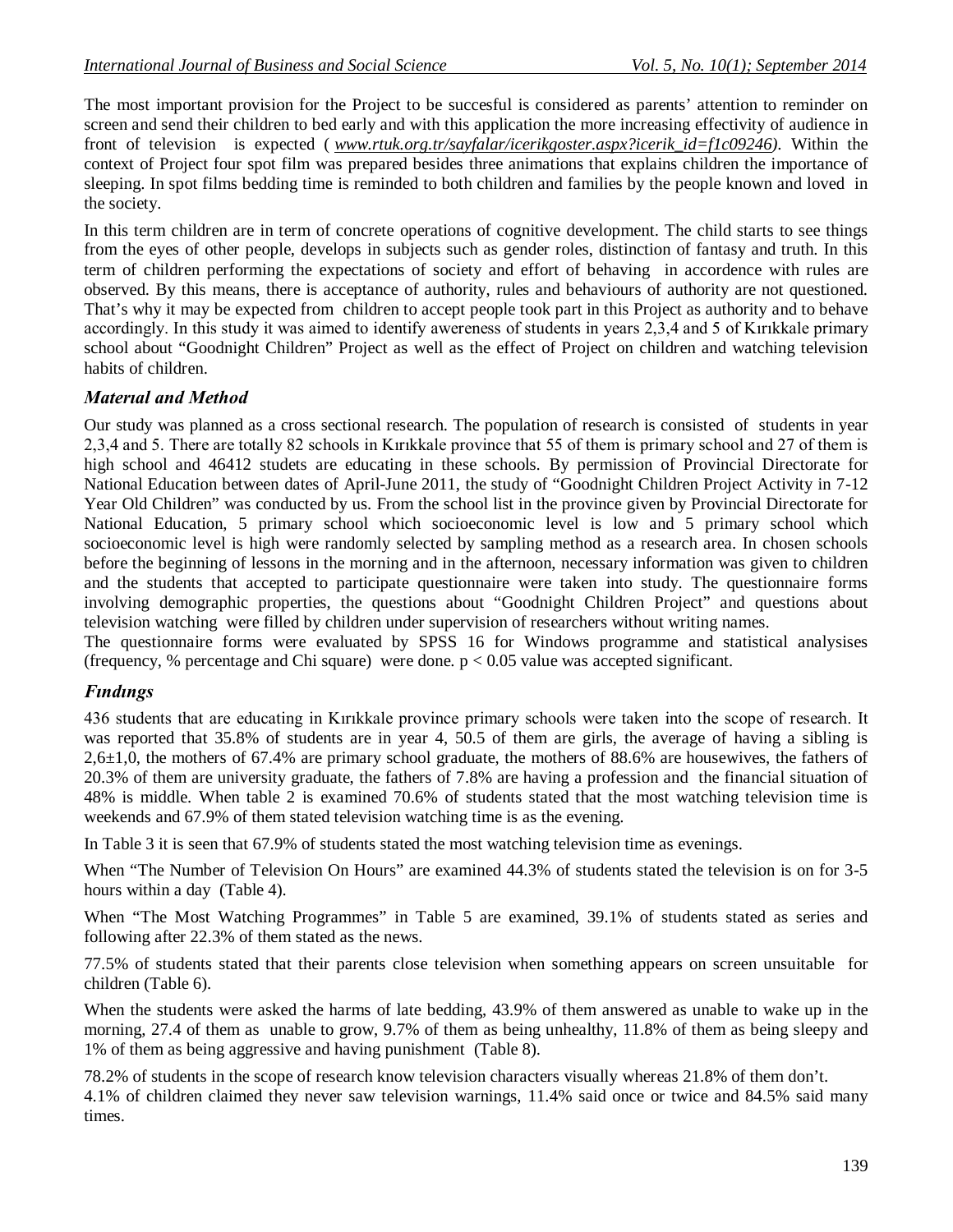The most important provision for the Project to be succesful is considered as parents' attention to reminder on screen and send their children to bed early and with this application the more increasing effectivity of audience in front of television is expected ( *www.rtuk.org.tr/sayfalar/icerikgoster.aspx?icerik_id=f1c09246)*. Within the context of Project four spot film was prepared besides three animations that explains children the importance of sleeping. In spot films bedding time is reminded to both children and families by the people known and loved in the society.

In this term children are in term of concrete operations of cognitive development. The child starts to see things from the eyes of other people, develops in subjects such as gender roles, distinction of fantasy and truth. In this term of children performing the expectations of society and effort of behaving in accordence with rules are observed. By this means, there is acceptance of authority, rules and behaviours of authority are not questioned. That's why it may be expected from children to accept people took part in this Project as authority and to behave accordingly. In this study it was aimed to identify awereness of students in years 2,3,4 and 5 of Kırıkkale primary school about "Goodnight Children" Project as well as the effect of Project on children and watching television habits of children.

### *Materıal and Method*

Our study was planned as a cross sectional research. The population of research is consisted of students in year 2,3,4 and 5. There are totally 82 schools in Kırıkkale province that 55 of them is primary school and 27 of them is high school and 46412 studets are educating in these schools. By permission of Provincial Directorate for National Education between dates of April-June 2011, the study of "Goodnight Children Project Activity in 7-12 Year Old Children" was conducted by us. From the school list in the province given by Provincial Directorate for National Education, 5 primary school which socioeconomic level is low and 5 primary school which socioeconomic level is high were randomly selected by sampling method as a research area. In chosen schools before the beginning of lessons in the morning and in the afternoon, necessary information was given to children and the students that accepted to participate questionnaire were taken into study. The questionnaire forms involving demographic properties, the questions about "Goodnight Children Project" and questions about television watching were filled by children under supervision of researchers without writing names.

The questionnaire forms were evaluated by SPSS 16 for Windows programme and statistical analysises (frequency, % percentage and Chi square) were done. $p < 0.05$ value was accepted significant.

### *Fındıngs*

436 students that are educating in Kırıkkale province primary schools were taken into the scope of research. It was reported that 35.8% of students are in year 4, 50.5 of them are girls, the average of having a sibling is 2,6±1,0, the mothers of 67.4% are primary school graduate, the mothers of 88.6% are housewives, the fathers of 20.3% of them are university graduate, the fathers of 7.8% are having a profession and the financial situation of 48% is middle. When table 2 is examined 70.6% of students stated that the most watching television time is weekends and 67.9% of them stated television watching time is as the evening.

In Table 3 it is seen that 67.9% of students stated the most watching television time as evenings.

When "The Number of Television On Hours" are examined 44.3% of students stated the television is on for 3-5 hours within a day (Table 4).

When "The Most Watching Programmes" in Table 5 are examined, 39.1% of students stated as series and following after 22.3% of them stated as the news.

77.5% of students stated that their parents close television when something appears on screen unsuitable for children (Table 6).

When the students were asked the harms of late bedding, 43.9% of them answered as unable to wake up in the morning, 27.4 of them as unable to grow, 9.7% of them as being unhealthy, 11.8% of them as being sleepy and 1% of them as being aggressive and having punishment (Table 8).

78.2% of students in the scope of research know television characters visually whereas 21.8% of them don't.

4.1% of children claimed they never saw television warnings, 11.4% said once or twice and 84.5% said many times.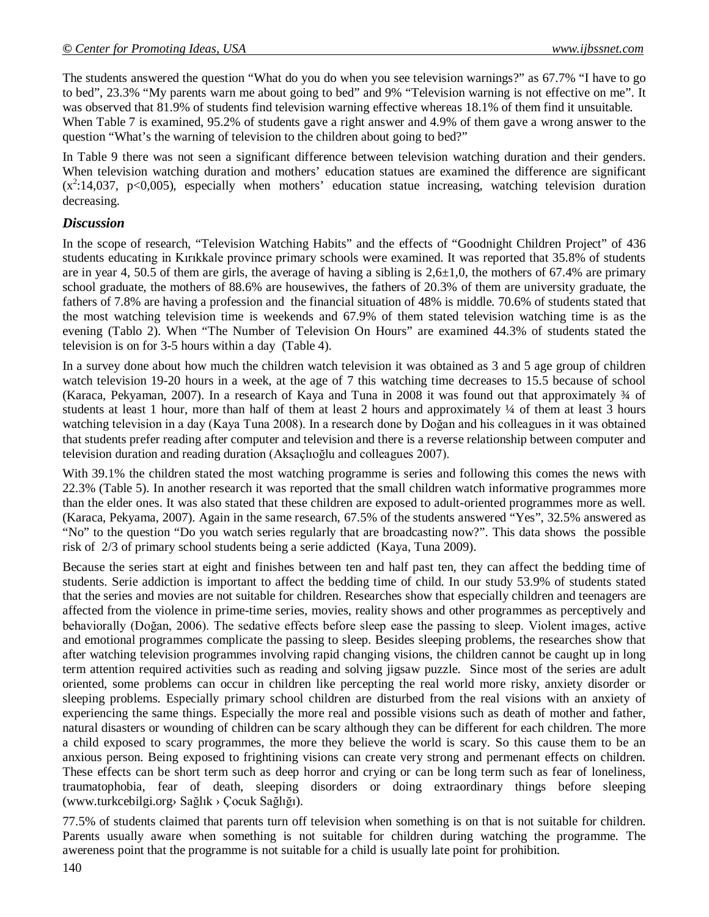The students answered the question “What do you do when you see television warnings?” as 67.7% “I have to go to bed”, 23.3% “My parents warn me about going to bed” and 9% “Television warning is not effective on me”. It was observed that 81.9% of students find television warning effective whereas 18.1% of them find it unsuitable.

When Table 7 is examined, 95.2% of students gave a right answer and 4.9% of them gave a wrong answer to the question “What’s the warning of television to the children about going to bed?”

In Table 9 there was not seen a significant difference between television watching duration and their genders. When television watching duration and mothers’ education statues are examined the difference are significant ($x^2$:14,037, $p<0{,}005$), especially when mothers’ education statue increasing, watching television duration decreasing.

### *Discussion*

In the scope of research, “Television Watching Habits” and the effects of “Goodnight Children Project” of 436 students educating in Kırıkkale province primary schools were examined. It was reported that 35.8% of students are in year 4, 50.5 of them are girls, the average of having a sibling is 2,6±1,0, the mothers of 67.4% are primary school graduate, the mothers of 88.6% are housewives, the fathers of 20.3% of them are university graduate, the fathers of 7.8% are having a profession and the financial situation of 48% is middle. 70.6% of students stated that the most watching television time is weekends and 67.9% of them stated television watching time is as the evening (Tablo 2). When “The Number of Television On Hours” are examined 44.3% of students stated the television is on for 3-5 hours within a day (Table 4).

In a survey done about how much the children watch television it was obtained as 3 and 5 age group of children watch television 19-20 hours in a week, at the age of 7 this watching time decreases to 15.5 because of school (Karaca, Pekyaman, 2007). In a research of Kaya and Tuna in 2008 it was found out that approximately ¾ of students at least 1 hour, more than half of them at least 2 hours and approximately ¼ of them at least 3 hours watching television in a day (Kaya Tuna 2008). In a research done by Doğan and his colleagues in it was obtained that students prefer reading after computer and television and there is a reverse relationship between computer and television duration and reading duration (Aksaçlıoğlu and colleagues 2007).

With 39.1% the children stated the most watching programme is series and following this comes the news with 22.3% (Table 5). In another research it was reported that the small children watch informative programmes more than the elder ones. It was also stated that these children are exposed to adult-oriented programmes more as well. (Karaca, Pekyama, 2007). Again in the same research, 67.5% of the students answered “Yes”, 32.5% answered as “No” to the question “Do you watch series regularly that are broadcasting now?”. This data shows the possible risk of 2/3 of primary school students being a serie addicted (Kaya, Tuna 2009).

Because the series start at eight and finishes between ten and half past ten, they can affect the bedding time of students. Serie addiction is important to affect the bedding time of child. In our study 53.9% of students stated that the series and movies are not suitable for children. Researches show that especially children and teenagers are affected from the violence in prime-time series, movies, reality shows and other programmes as perceptively and behaviorally (Doğan, 2006). The sedative effects before sleep ease the passing to sleep. Violent images, active and emotional programmes complicate the passing to sleep. Besides sleeping problems, the researches show that after watching television programmes involving rapid changing visions, the children cannot be caught up in long term attention required activities such as reading and solving jigsaw puzzle. Since most of the series are adult oriented, some problems can occur in children like percepting the real world more risky, anxiety disorder or sleeping problems. Especially primary school children are disturbed from the real visions with an anxiety of experiencing the same things. Especially the more real and possible visions such as death of mother and father, natural disasters or wounding of children can be scary although they can be different for each children. The more a child exposed to scary programmes, the more they believe the world is scary. So this cause them to be an anxious person. Being exposed to frightening visions can create very strong and permenant effects on children. These effects can be short term such as deep horror and crying or can be long term such as fear of loneliness, traumatophobia, fear of death, sleeping disorders or doing extraordinary things before sleeping (www.turkcebilgi.org› Sağlık › Çocuk Sağlığı).

77.5% of students claimed that parents turn off television when something is on that is not suitable for children. Parents usually aware when something is not suitable for children during watching the programme. The awereness point that the programme is not suitable for a child is usually late point for prohibition.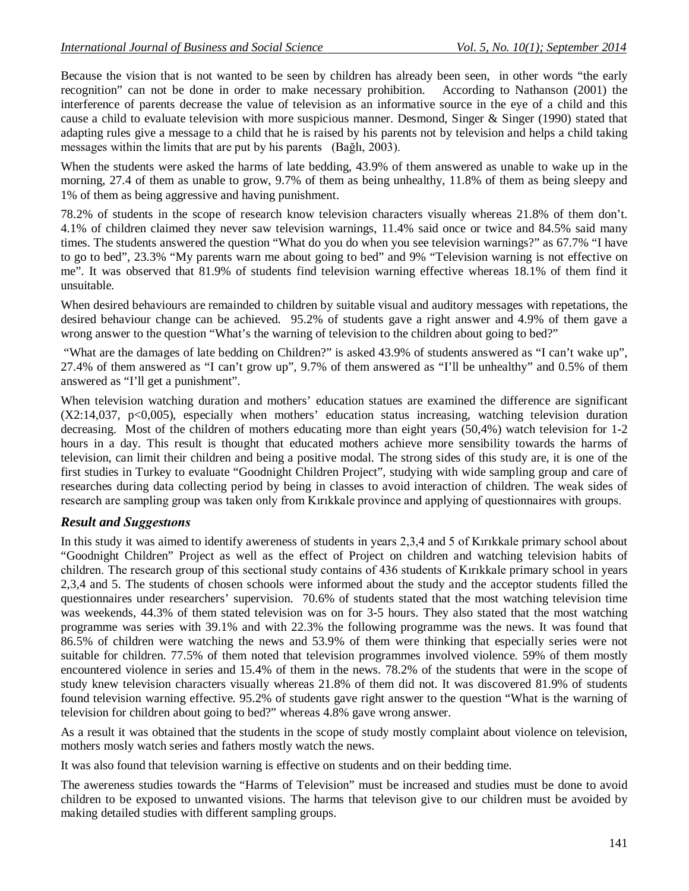Because the vision that is not wanted to be seen by children has already been seen, in other words "the early recognition" can not be done in order to make necessary prohibition. According to Nathanson (2001) the interference of parents decrease the value of television as an informative source in the eye of a child and this cause a child to evaluate television with more suspicious manner. Desmond, Singer & Singer (1990) stated that adapting rules give a message to a child that he is raised by his parents not by television and helps a child taking messages within the limits that are put by his parents (Bağlı, 2003).

When the students were asked the harms of late bedding, 43.9% of them answered as unable to wake up in the morning, 27.4 of them as unable to grow, 9.7% of them as being unhealthy, 11.8% of them as being sleepy and 1% of them as being aggressive and having punishment.

78.2% of students in the scope of research know television characters visually whereas 21.8% of them don't. 4.1% of children claimed they never saw television warnings, 11.4% said once or twice and 84.5% said many times. The students answered the question "What do you do when you see television warnings?" as 67.7% "I have to go to bed", 23.3% "My parents warn me about going to bed" and 9% "Television warning is not effective on me". It was observed that 81.9% of students find television warning effective whereas 18.1% of them find it unsuitable.

When desired behaviours are remainded to children by suitable visual and auditory messages with repetations, the desired behaviour change can be achieved. 95.2% of students gave a right answer and 4.9% of them gave a wrong answer to the question "What's the warning of television to the children about going to bed?"

"What are the damages of late bedding on Children?" is asked 43.9% of students answered as "I can't wake up", 27.4% of them answered as "I can't grow up", 9.7% of them answered as "I'll be unhealthy" and 0.5% of them answered as "I'll get a punishment".

When television watching duration and mothers' education statues are examined the difference are significant (X2:14,037, p<0,005), especially when mothers' education status increasing, watching television duration decreasing. Most of the children of mothers educating more than eight years (50,4%) watch television for 1-2 hours in a day. This result is thought that educated mothers achieve more sensibility towards the harms of television, can limit their children and being a positive modal. The strong sides of this study are, it is one of the first studies in Turkey to evaluate "Goodnight Children Project", studying with wide sampling group and care of researches during data collecting period by being in classes to avoid interaction of children. The weak sides of research are sampling group was taken only from Kırıkkale province and applying of questionnaires with groups.

## *Result and Suggestıons*

In this study it was aimed to identify awereness of students in years 2,3,4 and 5 of Kırıkkale primary school about "Goodnight Children" Project as well as the effect of Project on children and watching television habits of children. The research group of this sectional study contains of 436 students of Kırıkkale primary school in years 2,3,4 and 5. The students of chosen schools were informed about the study and the acceptor students filled the questionnaires under researchers' supervision. 70.6% of students stated that the most watching television time was weekends, 44.3% of them stated television was on for 3-5 hours. They also stated that the most watching programme was series with 39.1% and with 22.3% the following programme was the news. It was found that 86.5% of children were watching the news and 53.9% of them were thinking that especially series were not suitable for children. 77.5% of them noted that television programmes involved violence. 59% of them mostly encountered violence in series and 15.4% of them in the news. 78.2% of the students that were in the scope of study knew television characters visually whereas 21.8% of them did not. It was discovered 81.9% of students found television warning effective. 95.2% of students gave right answer to the question "What is the warning of television for children about going to bed?" whereas 4.8% gave wrong answer.

As a result it was obtained that the students in the scope of study mostly complaint about violence on television, mothers mosly watch series and fathers mostly watch the news.

It was also found that television warning is effective on students and on their bedding time.

The awereness studies towards the "Harms of Television" must be increased and studies must be done to avoid children to be exposed to unwanted visions. The harms that televison give to our children must be avoided by making detailed studies with different sampling groups.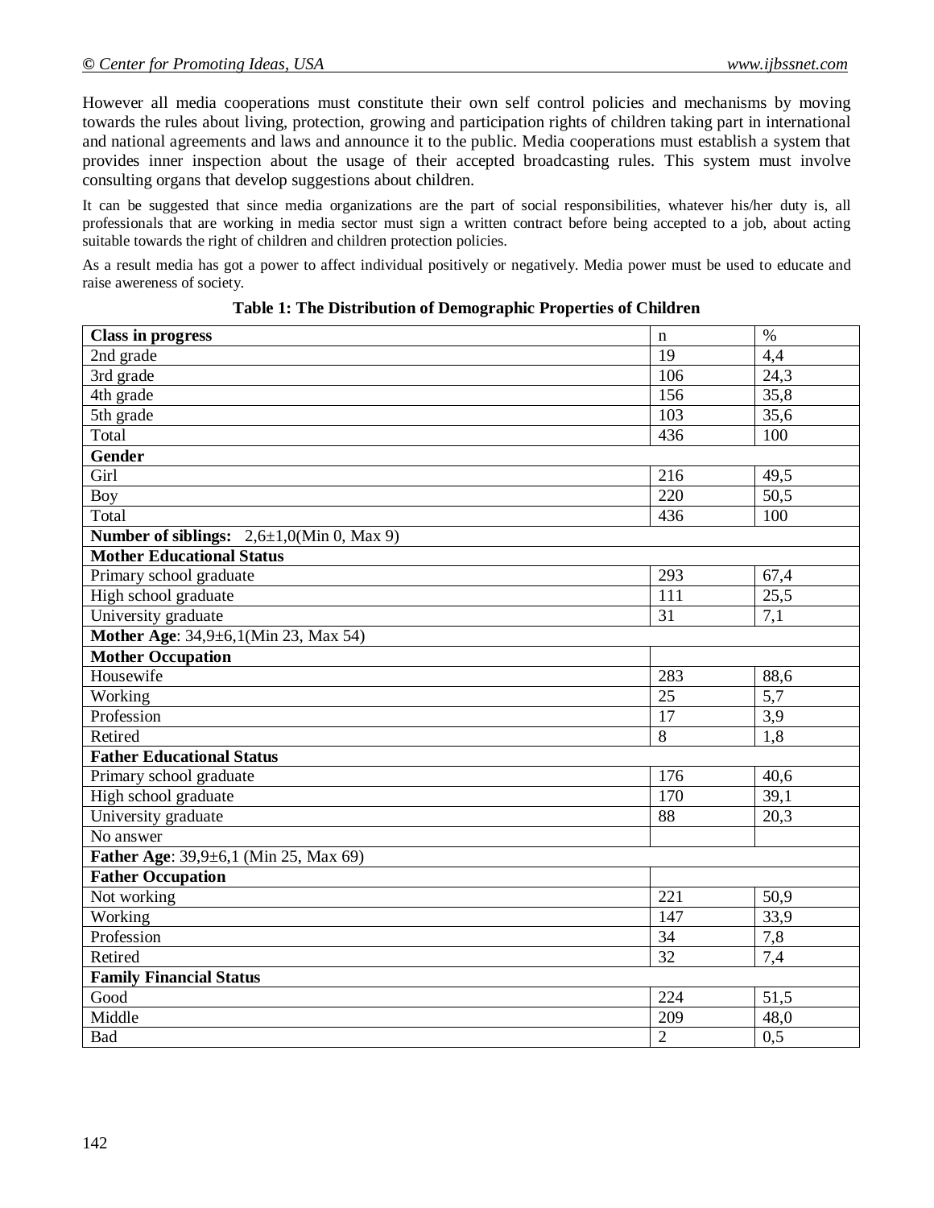However all media cooperations must constitute their own self control policies and mechanisms by moving towards the rules about living, protection, growing and participation rights of children taking part in international and national agreements and laws and announce it to the public. Media cooperations must establish a system that provides inner inspection about the usage of their accepted broadcasting rules. This system must involve consulting organs that develop suggestions about children.

It can be suggested that since media organizations are the part of social responsibilities, whatever his/her duty is, all professionals that are working in media sector must sign a written contract before being accepted to a job, about acting suitable towards the right of children and children protection policies.

As a result media has got a power to affect individual positively or negatively. Media power must be used to educate and raise awereness of society.

**Table 1: The Distribution of Demographic Properties of Children**

| **Class in progress** | n | % |
|---|---|---|
| 2nd grade | 19 | 4,4 |
| 3rd grade | 106 | 24,3 |
| 4th grade | 156 | 35,8 |
| 5th grade | 103 | 35,6 |
| Total | 436 | 100 |
| **Gender** | | |
| Girl | 216 | 49,5 |
| Boy | 220 | 50,5 |
| Total | 436 | 100 |
| **Number of siblings:** 2,6±1,0(Min 0, Max 9) | | |
| **Mother Educational Status** | | |
| Primary school graduate | 293 | 67,4 |
| High school graduate | 111 | 25,5 |
| University graduate | 31 | 7,1 |
| **Mother Age**: 34,9±6,1(Min 23, Max 54) | | |
| **Mother Occupation** | | |
| Housewife | 283 | 88,6 |
| Working | 25 | 5,7 |
| Profession | 17 | 3,9 |
| Retired | 8 | 1,8 |
| **Father Educational Status** | | |
| Primary school graduate | 176 | 40,6 |
| High school graduate | 170 | 39,1 |
| University graduate | 88 | 20,3 |
| No answer | | |
| **Father Age**: 39,9±6,1 (Min 25, Max 69) | | |
| **Father Occupation** | | |
| Not working | 221 | 50,9 |
| Working | 147 | 33,9 |
| Profession | 34 | 7,8 |
| Retired | 32 | 7,4 |
| **Family Financial Status** | | |
| Good | 224 | 51,5 |
| Middle | 209 | 48,0 |
| Bad | 2 | 0,5 |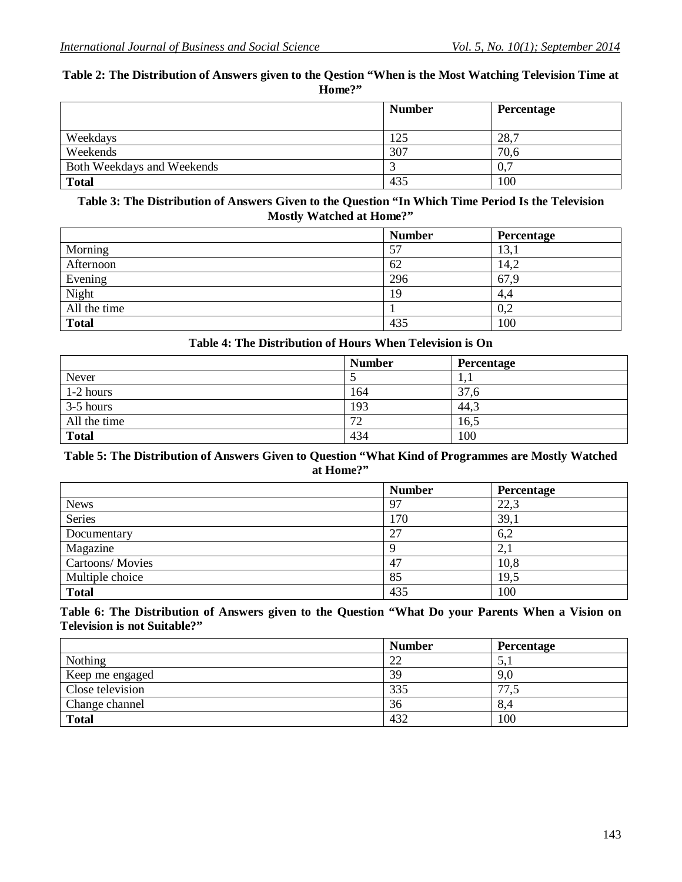**Table 2: The Distribution of Answers given to the Qestion "When is the Most Watching Television Time at Home?"**

| | Number | Percentage |
|---|---|---|
| Weekdays | 125 | 28,7 |
| Weekends | 307 | 70,6 |
| Both Weekdays and Weekends | 3 | 0,7 |
| **Total** | 435 | 100 |

**Table 3: The Distribution of Answers Given to the Question "In Which Time Period Is the Television Mostly Watched at Home?"**

| | Number | Percentage |
|---|---|---|
| Morning | 57 | 13,1 |
| Afternoon | 62 | 14,2 |
| Evening | 296 | 67,9 |
| Night | 19 | 4,4 |
| All the time | 1 | 0,2 |
| **Total** | 435 | 100 |

**Table 4: The Distribution of Hours When Television is On**

| | Number | Percentage |
|---|---|---|
| Never | 5 | 1,1 |
| 1-2 hours | 164 | 37,6 |
| 3-5 hours | 193 | 44,3 |
| All the time | 72 | 16,5 |
| **Total** | 434 | 100 |

**Table 5: The Distribution of Answers Given to Question "What Kind of Programmes are Mostly Watched at Home?"**

| | Number | Percentage |
|---|---|---|
| News | 97 | 22,3 |
| Series | 170 | 39,1 |
| Documentary | 27 | 6,2 |
| Magazine | 9 | 2,1 |
| Cartoons/ Movies | 47 | 10,8 |
| Multiple choice | 85 | 19,5 |
| **Total** | 435 | 100 |

**Table 6: The Distribution of Answers given to the Question "What Do your Parents When a Vision on Television is not Suitable?"**

| | Number | Percentage |
|---|---|---|
| Nothing | 22 | 5,1 |
| Keep me engaged | 39 | 9,0 |
| Close television | 335 | 77,5 |
| Change channel | 36 | 8,4 |
| **Total** | 432 | 100 |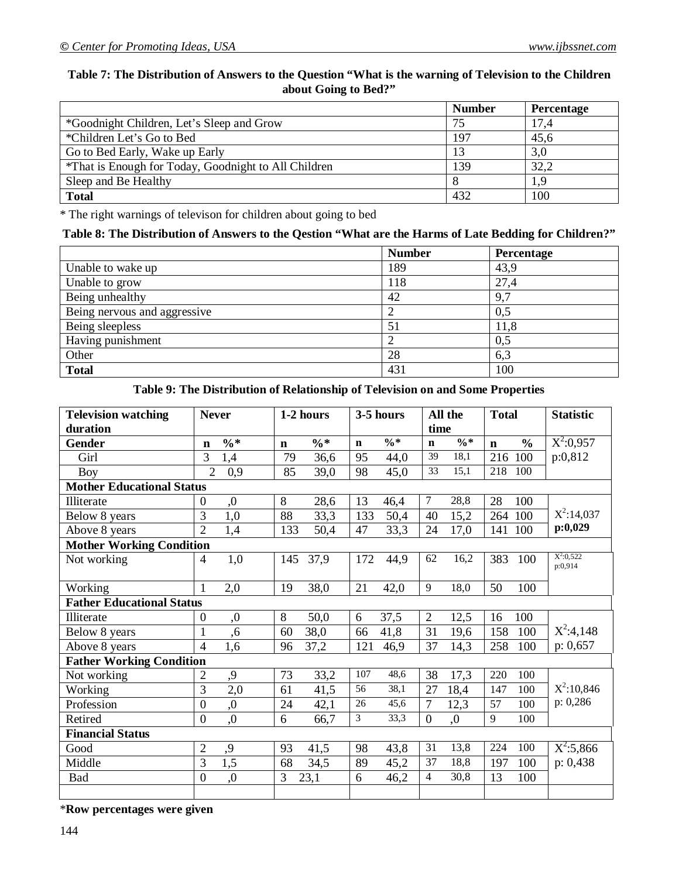**Table 7: The Distribution of Answers to the Question "What is the warning of Television to the Children about Going to Bed?"**

| | Number | Percentage |
|---|---|---|
| *Goodnight Children, Let's Sleep and Grow | 75 | 17,4 |
| *Children Let's Go to Bed | 197 | 45,6 |
| Go to Bed Early, Wake up Early | 13 | 3,0 |
| *That is Enough for Today, Goodnight to All Children | 139 | 32,2 |
| Sleep and Be Healthy | 8 | 1,9 |
| **Total** | 432 | 100 |

* The right warnings of televison for children about going to bed

**Table 8: The Distribution of Answers to the Qestion "What are the Harms of Late Bedding for Children?"**

| | Number | Percentage |
|---|---|---|
| Unable to wake up | 189 | 43,9 |
| Unable to grow | 118 | 27,4 |
| Being unhealthy | 42 | 9,7 |
| Being nervous and aggressive | 2 | 0,5 |
| Being sleepless | 51 | 11,8 |
| Having punishment | 2 | 0,5 |
| Other | 28 | 6,3 |
| **Total** | 431 | 100 |

**Table 9: The Distribution of Relationship of Television on and Some Properties**

| **Television watching duration** | **Never** | | **1-2 hours** | | **3-5 hours** | | **All the time** | | **Total** | | **Statistic** |
|---|---|---|---|---|---|---|---|---|---|---|---|
| **Gender** | **n** | **%*** | **n** | **%*** | **n** | **%*** | **n** | **%*** | **n** | **%** | $X^2$:0,957 |
| Girl | 3 | 1,4 | 79 | 36,6 | 95 | 44,0 | 39 | 18,1 | 216 | 100 | p:0,812 |
| Boy | 2 | 0,9 | 85 | 39,0 | 98 | 45,0 | 33 | 15,1 | 218 | 100 | |
| **Mother Educational Status** | | | | | | | | | | | |
| Illiterate | 0 | ,0 | 8 | 28,6 | 13 | 46,4 | 7 | 28,8 | 28 | 100 | |
| Below 8 years | 3 | 1,0 | 88 | 33,3 | 133 | 50,4 | 40 | 15,2 | 264 | 100 | $X^2$:14,037 |
| Above 8 years | 2 | 1,4 | 133 | 50,4 | 47 | 33,3 | 24 | 17,0 | 141 | 100 | **p:0,029** |
| **Mother Working Condition** | | | | | | | | | | | |
| Not working | 4 | 1,0 | 145 | 37,9 | 172 | 44,9 | 62 | 16,2 | 383 | 100 | $X^2$:0,522 p:0,914 |
| Working | 1 | 2,0 | 19 | 38,0 | 21 | 42,0 | 9 | 18,0 | 50 | 100 | |
| **Father Educational Status** | | | | | | | | | | | |
| Illiterate | 0 | ,0 | 8 | 50,0 | 6 | 37,5 | 2 | 12,5 | 16 | 100 | |
| Below 8 years | 1 | ,6 | 60 | 38,0 | 66 | 41,8 | 31 | 19,6 | 158 | 100 | $X^2$:4,148 |
| Above 8 years | 4 | 1,6 | 96 | 37,2 | 121 | 46,9 | 37 | 14,3 | 258 | 100 | p: 0,657 |
| **Father Working Condition** | | | | | | | | | | | |
| Not working | 2 | ,9 | 73 | 33,2 | 107 | 48,6 | 38 | 17,3 | 220 | 100 | |
| Working | 3 | 2,0 | 61 | 41,5 | 56 | 38,1 | 27 | 18,4 | 147 | 100 | $X^2$:10,846 |
| Profession | 0 | ,0 | 24 | 42,1 | 26 | 45,6 | 7 | 12,3 | 57 | 100 | p: 0,286 |
| Retired | 0 | ,0 | 6 | 66,7 | 3 | 33,3 | 0 | ,0 | 9 | 100 | |
| **Financial Status** | | | | | | | | | | | |
| Good | 2 | ,9 | 93 | 41,5 | 98 | 43,8 | 31 | 13,8 | 224 | 100 | $X^2$:5,866 |
| Middle | 3 | 1,5 | 68 | 34,5 | 89 | 45,2 | 37 | 18,8 | 197 | 100 | p: 0,438 |
| Bad | 0 | ,0 | 3 | 23,1 | 6 | 46,2 | 4 | 30,8 | 13 | 100 | |

***Row percentages were given**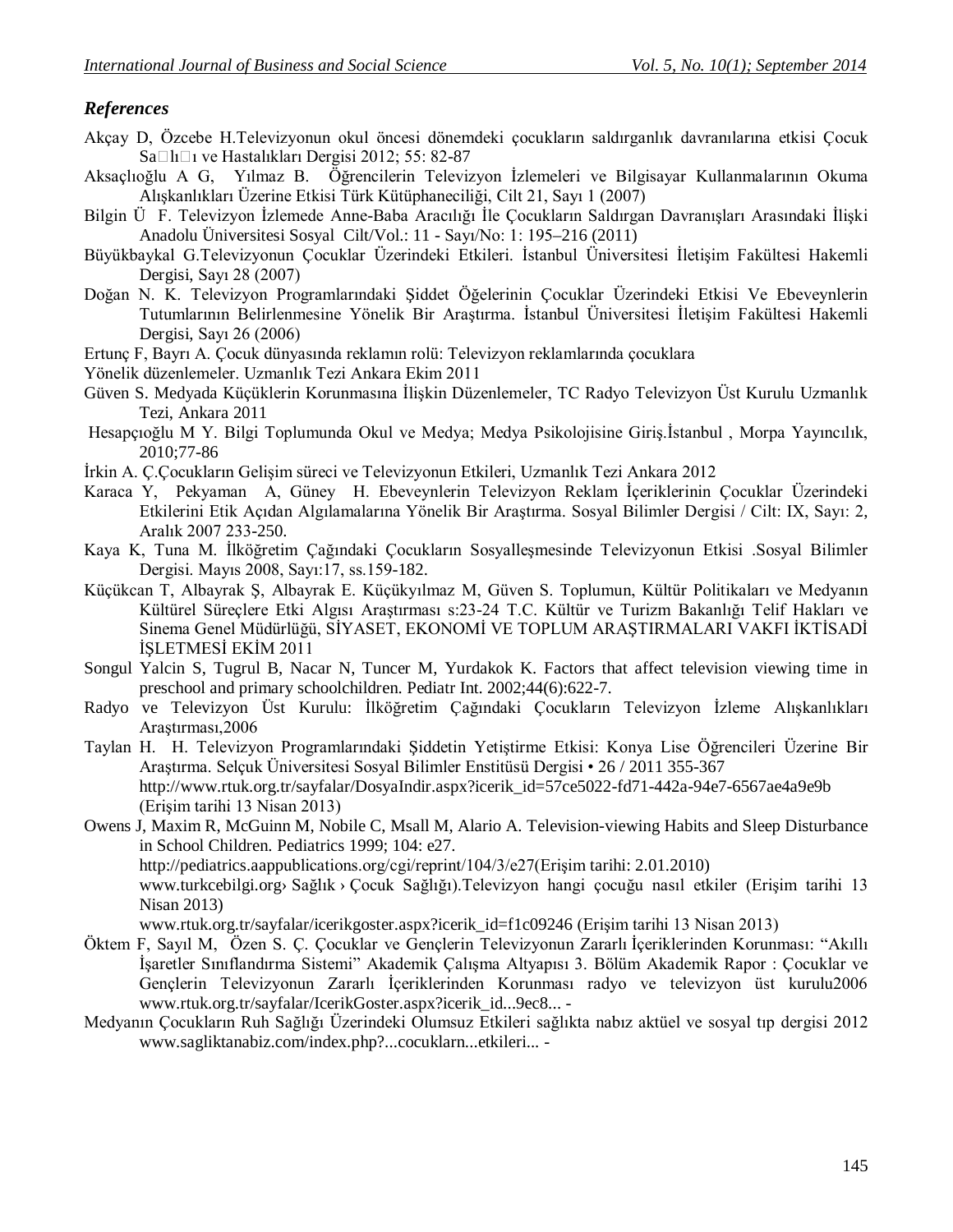## *References*

Akçay D, Özcebe H.Televizyonun okul öncesi dönemdeki çocukların saldırganlık davranılarına etkisi Çocuk Sa□lı□ı ve Hastalıkları Dergisi 2012; 55: 82-87

Aksaçlıoğlu A G, Yılmaz B. Öğrencilerin Televizyon İzlemeleri ve Bilgisayar Kullanmalarının Okuma Alışkanlıkları Üzerine Etkisi Türk Kütüphaneciliği, Cilt 21, Sayı 1 (2007)

Bilgin Ü F. Televizyon İzlemede Anne-Baba Aracılığı İle Çocukların Saldırgan Davranışları Arasındaki İlişki Anadolu Üniversitesi Sosyal Cilt/Vol.: 11 - Sayı/No: 1: 195–216 (2011)

Büyükbaykal G.Televizyonun Çocuklar Üzerindeki Etkileri. İstanbul Üniversitesi İletişim Fakültesi Hakemli Dergisi, Sayı 28 (2007)

Doğan N. K. Televizyon Programlarındaki Şiddet Öğelerinin Çocuklar Üzerindeki Etkisi Ve Ebeveynlerin Tutumlarının Belirlenmesine Yönelik Bir Araştırma. İstanbul Üniversitesi İletişim Fakültesi Hakemli Dergisi, Sayı 26 (2006)

Ertunç F, Bayrı A. Çocuk dünyasında reklamın rolü: Televizyon reklamlarında çocuklara

Yönelik düzenlemeler. Uzmanlık Tezi Ankara Ekim 2011

Güven S. Medyada Küçüklerin Korunmasına İlişkin Düzenlemeler, TC Radyo Televizyon Üst Kurulu Uzmanlık Tezi, Ankara 2011

Hesapçıoğlu M Y. Bilgi Toplumunda Okul ve Medya; Medya Psikolojisine Giriş.İstanbul , Morpa Yayıncılık, 2010;77-86

İrkin A. Ç.Çocukların Gelişim süreci ve Televizyonun Etkileri, Uzmanlık Tezi Ankara 2012

Karaca Y, Pekyaman A, Güney H. Ebeveynlerin Televizyon Reklam İçeriklerinin Çocuklar Üzerindeki Etkilerini Etik Açıdan Algılamalarına Yönelik Bir Araştırma. Sosyal Bilimler Dergisi / Cilt: IX, Sayı: 2, Aralık 2007 233-250.

Kaya K, Tuna M. İlköğretim Çağındaki Çocukların Sosyalleşmesinde Televizyonun Etkisi .Sosyal Bilimler Dergisi. Mayıs 2008, Sayı:17, ss.159-182.

Küçükcan T, Albayrak Ş, Albayrak E. Küçükyılmaz M, Güven S. Toplumun, Kültür Politikaları ve Medyanın Kültürel Süreçlere Etki Algısı Araştırması s:23-24 T.C. Kültür ve Turizm Bakanlığı Telif Hakları ve Sinema Genel Müdürlüğü, SİYASET, EKONOMİ VE TOPLUM ARAŞTIRMALARI VAKFI İKTİSADİ İŞLETMESİ EKİM 2011

Songul Yalcin S, Tugrul B, Nacar N, Tuncer M, Yurdakok K. Factors that affect television viewing time in preschool and primary schoolchildren. Pediatr Int. 2002;44(6):622-7.

Radyo ve Televizyon Üst Kurulu: İlköğretim Çağındaki Çocukların Televizyon İzleme Alışkanlıkları Araştırması,2006

Taylan H. H. Televizyon Programlarındaki Şiddetin Yetiştirme Etkisi: Konya Lise Öğrencileri Üzerine Bir Araştırma. Selçuk Üniversitesi Sosyal Bilimler Enstitüsü Dergisi • 26 / 2011 355-367
http://www.rtuk.org.tr/sayfalar/DosyaIndir.aspx?icerik_id=57ce5022-fd71-442a-94e7-6567ae4a9e9b (Erişim tarihi 13 Nisan 2013)

Owens J, Maxim R, McGuinn M, Nobile C, Msall M, Alario A. Television-viewing Habits and Sleep Disturbance in School Children. Pediatrics 1999; 104: e27.
http://pediatrics.aappublications.org/cgi/reprint/104/3/e27(Erişim tarihi: 2.01.2010)
www.turkcebilgi.org› Sağlık › Çocuk Sağlığı).Televizyon hangi çocuğu nasıl etkiler (Erişim tarihi 13 Nisan 2013)
www.rtuk.org.tr/sayfalar/icerikgoster.aspx?icerik_id=f1c09246 (Erişim tarihi 13 Nisan 2013)

Öktem F, Sayıl M, Özen S. Ç. Çocuklar ve Gençlerin Televizyonun Zararlı İçeriklerinden Korunması: "Akıllı İşaretler Sınıflandırma Sistemi" Akademik Çalışma Altyapısı 3. Bölüm Akademik Rapor : Çocuklar ve Gençlerin Televizyonun Zararlı İçeriklerinden Korunması radyo ve televizyon üst kurulu2006 www.rtuk.org.tr/sayfalar/IcerikGoster.aspx?icerik_id...9ec8... -

Medyanın Çocukların Ruh Sağlığı Üzerindeki Olumsuz Etkileri sağlıkta nabız aktüel ve sosyal tıp dergisi 2012 www.sagliktanabiz.com/index.php?...cocuklarn...etkileri... -